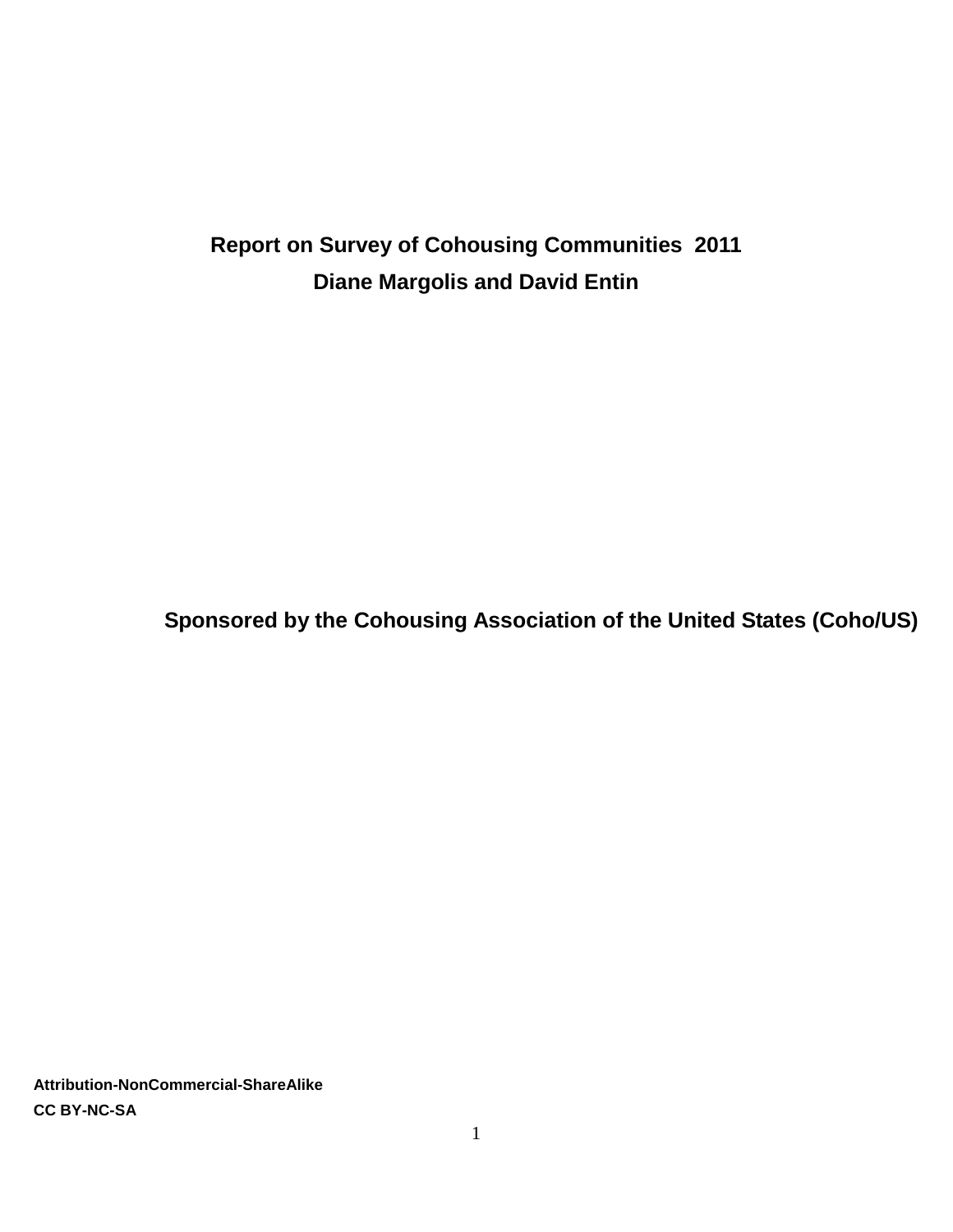# Report on Survey of Cohousing Communities 2011

**Diane Margolis and David Entin**

**Sponsored by the Cohousing Association of the United States (Coho/US)**

**Attribution-NonCommercial-ShareAlike**
**CC BY-NC-SA**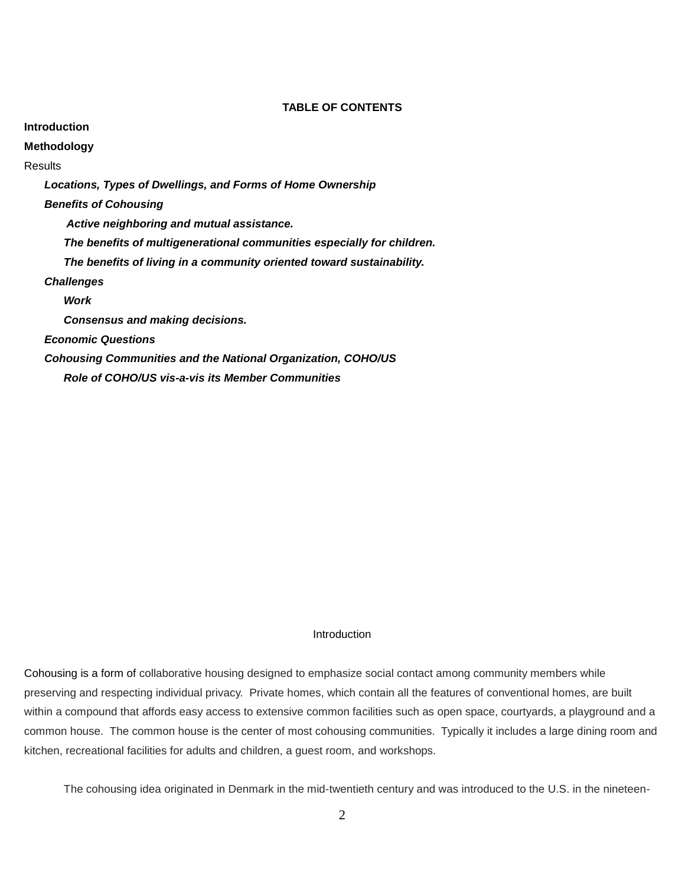**TABLE OF CONTENTS**

**Introduction**

**Methodology**

Results

***Locations, Types of Dwellings, and Forms of Home Ownership***

***Benefits of Cohousing***

***Active neighboring and mutual assistance.***

***The benefits of multigenerational communities especially for children.***

***The benefits of living in a community oriented toward sustainability.***

***Challenges***

***Work***

***Consensus and making decisions.***

***Economic Questions***

***Cohousing Communities and the National Organization, COHO/US***

***Role of COHO/US vis-a-vis its Member Communities***

# Introduction

Cohousing is a form of collaborative housing designed to emphasize social contact among community members while preserving and respecting individual privacy. Private homes, which contain all the features of conventional homes, are built within a compound that affords easy access to extensive common facilities such as open space, courtyards, a playground and a common house. The common house is the center of most cohousing communities. Typically it includes a large dining room and kitchen, recreational facilities for adults and children, a guest room, and workshops.

The cohousing idea originated in Denmark in the mid-twentieth century and was introduced to the U.S. in the nineteen-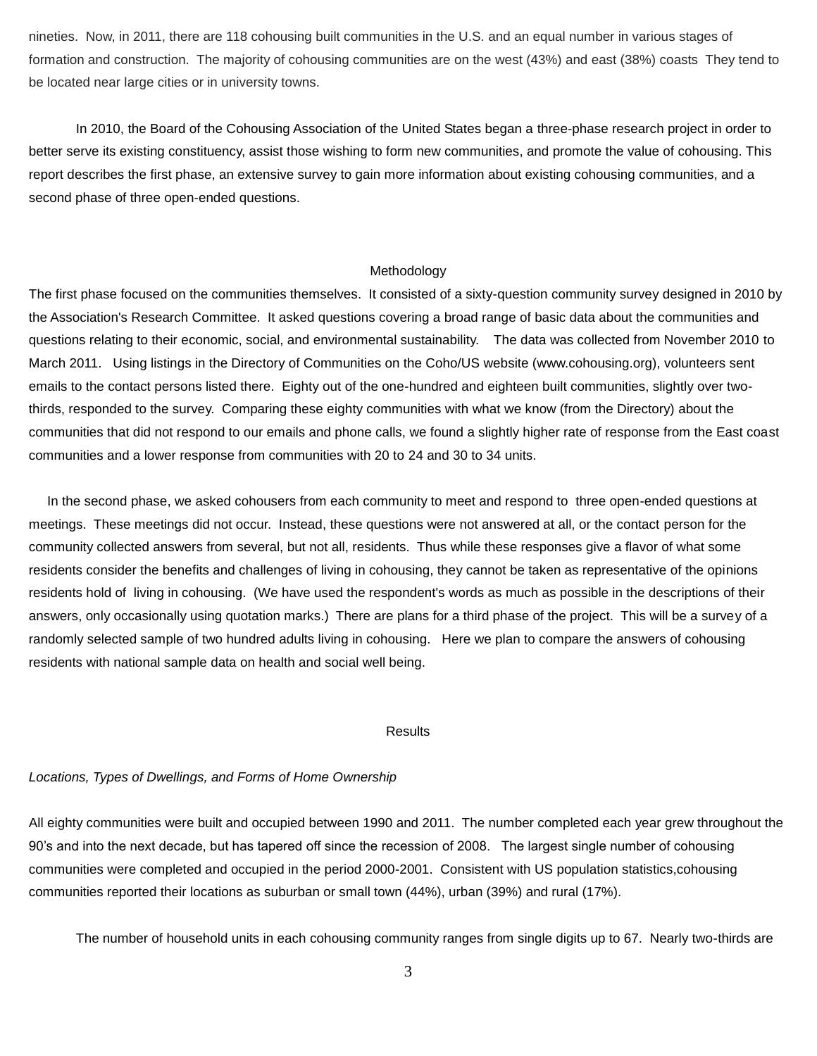nineties. Now, in 2011, there are 118 cohousing built communities in the U.S. and an equal number in various stages of formation and construction. The majority of cohousing communities are on the west (43%) and east (38%) coasts They tend to be located near large cities or in university towns.

In 2010, the Board of the Cohousing Association of the United States began a three-phase research project in order to better serve its existing constituency, assist those wishing to form new communities, and promote the value of cohousing. This report describes the first phase, an extensive survey to gain more information about existing cohousing communities, and a second phase of three open-ended questions.

## Methodology

The first phase focused on the communities themselves. It consisted of a sixty-question community survey designed in 2010 by the Association's Research Committee. It asked questions covering a broad range of basic data about the communities and questions relating to their economic, social, and environmental sustainability. The data was collected from November 2010 to March 2011. Using listings in the Directory of Communities on the Coho/US website (www.cohousing.org), volunteers sent emails to the contact persons listed there. Eighty out of the one-hundred and eighteen built communities, slightly over two-thirds, responded to the survey. Comparing these eighty communities with what we know (from the Directory) about the communities that did not respond to our emails and phone calls, we found a slightly higher rate of response from the East coast communities and a lower response from communities with 20 to 24 and 30 to 34 units.

In the second phase, we asked cohousers from each community to meet and respond to three open-ended questions at meetings. These meetings did not occur. Instead, these questions were not answered at all, or the contact person for the community collected answers from several, but not all, residents. Thus while these responses give a flavor of what some residents consider the benefits and challenges of living in cohousing, they cannot be taken as representative of the opinions residents hold of living in cohousing. (We have used the respondent's words as much as possible in the descriptions of their answers, only occasionally using quotation marks.) There are plans for a third phase of the project. This will be a survey of a randomly selected sample of two hundred adults living in cohousing. Here we plan to compare the answers of cohousing residents with national sample data on health and social well being.

## Results

### *Locations, Types of Dwellings, and Forms of Home Ownership*

All eighty communities were built and occupied between 1990 and 2011. The number completed each year grew throughout the 90's and into the next decade, but has tapered off since the recession of 2008. The largest single number of cohousing communities were completed and occupied in the period 2000-2001. Consistent with US population statistics,cohousing communities reported their locations as suburban or small town (44%), urban (39%) and rural (17%).

The number of household units in each cohousing community ranges from single digits up to 67. Nearly two-thirds are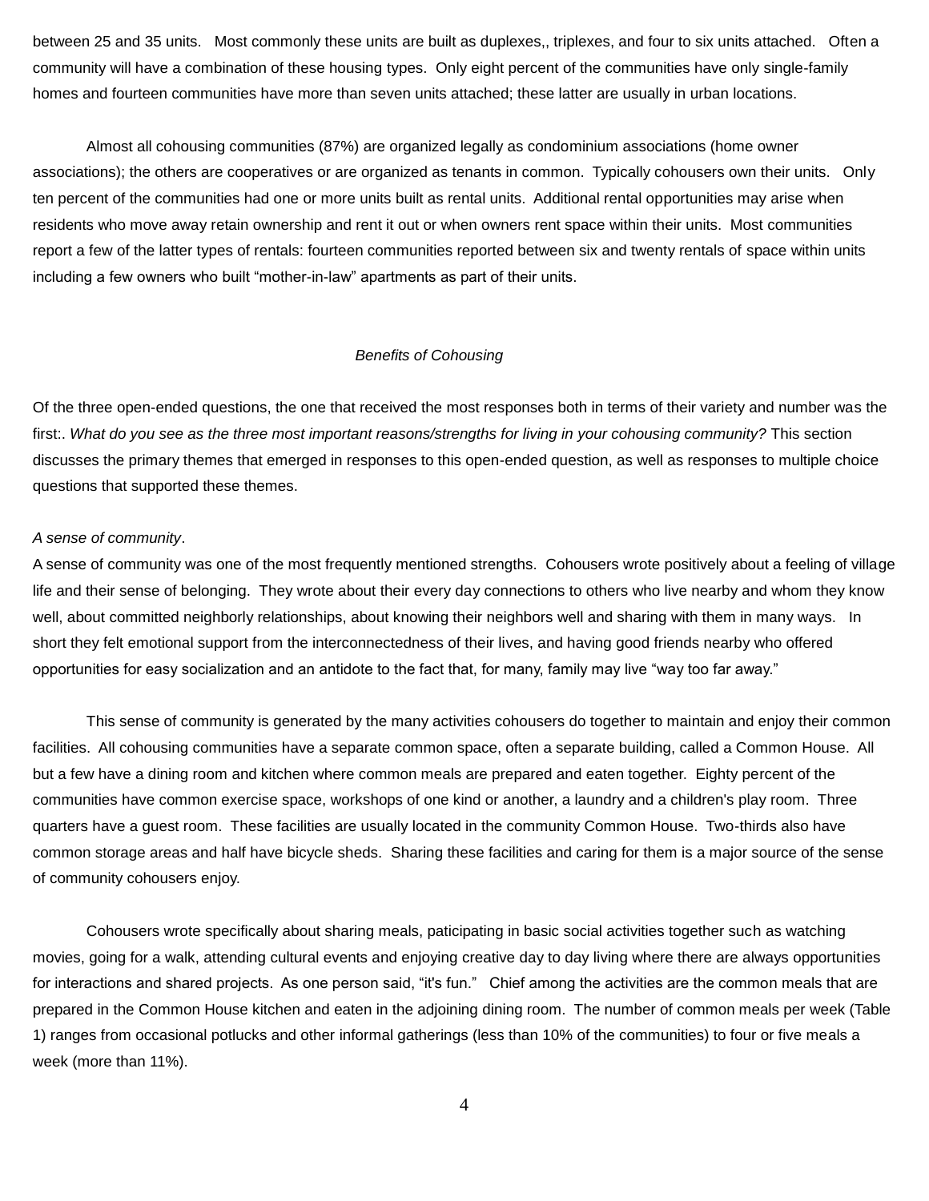between 25 and 35 units. Most commonly these units are built as duplexes,, triplexes, and four to six units attached. Often a community will have a combination of these housing types. Only eight percent of the communities have only single-family homes and fourteen communities have more than seven units attached; these latter are usually in urban locations.

Almost all cohousing communities (87%) are organized legally as condominium associations (home owner associations); the others are cooperatives or are organized as tenants in common. Typically cohousers own their units. Only ten percent of the communities had one or more units built as rental units. Additional rental opportunities may arise when residents who move away retain ownership and rent it out or when owners rent space within their units. Most communities report a few of the latter types of rentals: fourteen communities reported between six and twenty rentals of space within units including a few owners who built "mother-in-law" apartments as part of their units.

*Benefits of Cohousing*

Of the three open-ended questions, the one that received the most responses both in terms of their variety and number was the first:. *What do you see as the three most important reasons/strengths for living in your cohousing community?* This section discusses the primary themes that emerged in responses to this open-ended question, as well as responses to multiple choice questions that supported these themes.

*A sense of community*.

A sense of community was one of the most frequently mentioned strengths. Cohousers wrote positively about a feeling of village life and their sense of belonging. They wrote about their every day connections to others who live nearby and whom they know well, about committed neighborly relationships, about knowing their neighbors well and sharing with them in many ways. In short they felt emotional support from the interconnectedness of their lives, and having good friends nearby who offered opportunities for easy socialization and an antidote to the fact that, for many, family may live "way too far away."

This sense of community is generated by the many activities cohousers do together to maintain and enjoy their common facilities. All cohousing communities have a separate common space, often a separate building, called a Common House. All but a few have a dining room and kitchen where common meals are prepared and eaten together. Eighty percent of the communities have common exercise space, workshops of one kind or another, a laundry and a children's play room. Three quarters have a guest room. These facilities are usually located in the community Common House. Two-thirds also have common storage areas and half have bicycle sheds. Sharing these facilities and caring for them is a major source of the sense of community cohousers enjoy.

Cohousers wrote specifically about sharing meals, paticipating in basic social activities together such as watching movies, going for a walk, attending cultural events and enjoying creative day to day living where there are always opportunities for interactions and shared projects. As one person said, "it's fun." Chief among the activities are the common meals that are prepared in the Common House kitchen and eaten in the adjoining dining room. The number of common meals per week (Table 1) ranges from occasional potlucks and other informal gatherings (less than 10% of the communities) to four or five meals a week (more than 11%).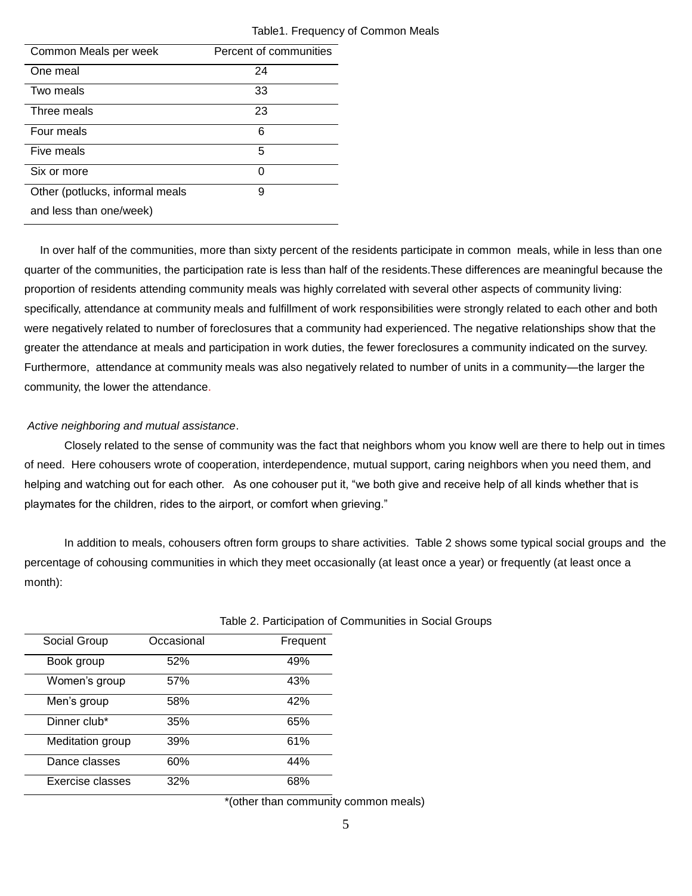Table1. Frequency of Common Meals

| Common Meals per week | Percent of communities |
|---|---|
| One meal | 24 |
| Two meals | 33 |
| Three meals | 23 |
| Four meals | 6 |
| Five meals | 5 |
| Six or more | 0 |
| Other (potlucks, informal meals and less than one/week) | 9 |

In over half of the communities, more than sixty percent of the residents participate in common meals, while in less than one quarter of the communities, the participation rate is less than half of the residents.These differences are meaningful because the proportion of residents attending community meals was highly correlated with several other aspects of community living: specifically, attendance at community meals and fulfillment of work responsibilities were strongly related to each other and both were negatively related to number of foreclosures that a community had experienced. The negative relationships show that the greater the attendance at meals and participation in work duties, the fewer foreclosures a community indicated on the survey. Furthermore, attendance at community meals was also negatively related to number of units in a community—the larger the community, the lower the attendance.

*Active neighboring and mutual assistance*.

Closely related to the sense of community was the fact that neighbors whom you know well are there to help out in times of need. Here cohousers wrote of cooperation, interdependence, mutual support, caring neighbors when you need them, and helping and watching out for each other. As one cohouser put it, "we both give and receive help of all kinds whether that is playmates for the children, rides to the airport, or comfort when grieving."

In addition to meals, cohousers oftren form groups to share activities. Table 2 shows some typical social groups and the percentage of cohousing communities in which they meet occasionally (at least once a year) or frequently (at least once a month):

Table 2. Participation of Communities in Social Groups

| Social Group | Occasional | Frequent |
|---|---|---|
| Book group | 52% | 49% |
| Women's group | 57% | 43% |
| Men's group | 58% | 42% |
| Dinner club* | 35% | 65% |
| Meditation group | 39% | 61% |
| Dance classes | 60% | 44% |
| Exercise classes | 32% | 68% |

*(other than community common meals)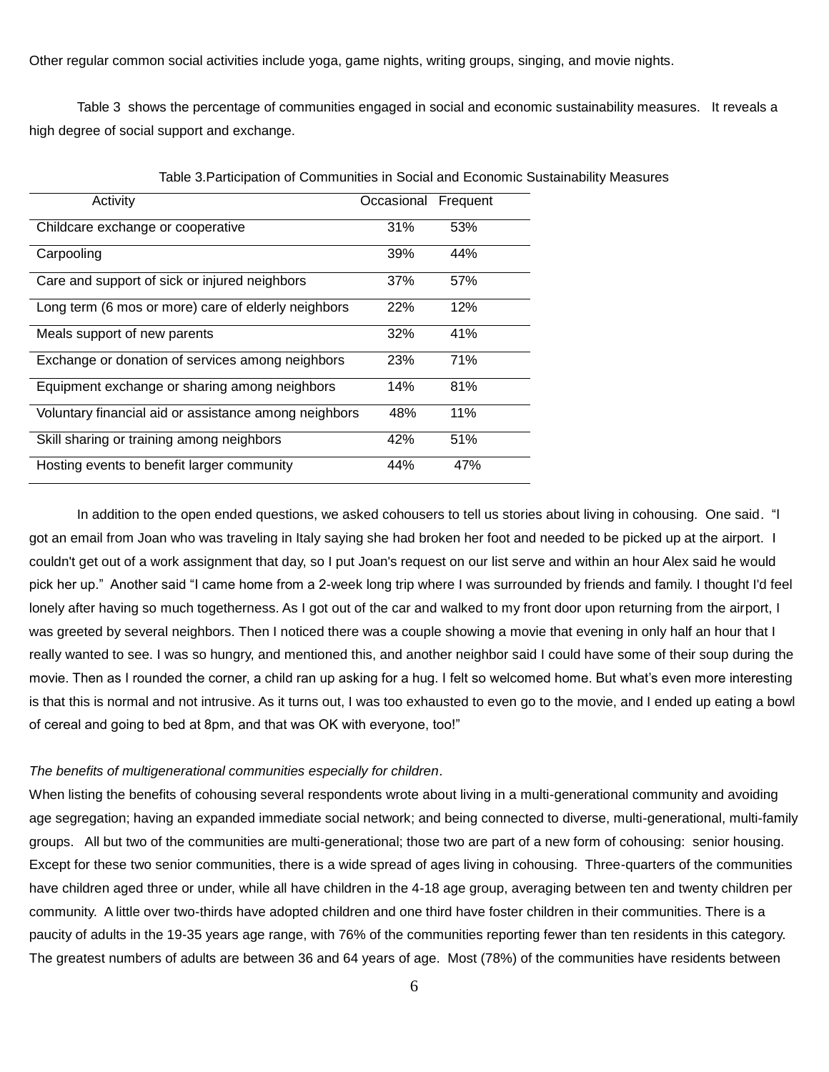Other regular common social activities include yoga, game nights, writing groups, singing, and movie nights.

Table 3 shows the percentage of communities engaged in social and economic sustainability measures. It reveals a high degree of social support and exchange.

Table 3.Participation of Communities in Social and Economic Sustainability Measures

| Activity | Occasional | Frequent |
|---|---|---|
| Childcare exchange or cooperative | 31% | 53% |
| Carpooling | 39% | 44% |
| Care and support of sick or injured neighbors | 37% | 57% |
| Long term (6 mos or more) care of elderly neighbors | 22% | 12% |
| Meals support of new parents | 32% | 41% |
| Exchange or donation of services among neighbors | 23% | 71% |
| Equipment exchange or sharing among neighbors | 14% | 81% |
| Voluntary financial aid or assistance among neighbors | 48% | 11% |
| Skill sharing or training among neighbors | 42% | 51% |
| Hosting events to benefit larger community | 44% | 47% |

In addition to the open ended questions, we asked cohousers to tell us stories about living in cohousing. One said. "I got an email from Joan who was traveling in Italy saying she had broken her foot and needed to be picked up at the airport. I couldn't get out of a work assignment that day, so I put Joan's request on our list serve and within an hour Alex said he would pick her up." Another said "I came home from a 2-week long trip where I was surrounded by friends and family. I thought I'd feel lonely after having so much togetherness. As I got out of the car and walked to my front door upon returning from the airport, I was greeted by several neighbors. Then I noticed there was a couple showing a movie that evening in only half an hour that I really wanted to see. I was so hungry, and mentioned this, and another neighbor said I could have some of their soup during the movie. Then as I rounded the corner, a child ran up asking for a hug. I felt so welcomed home. But what's even more interesting is that this is normal and not intrusive. As it turns out, I was too exhausted to even go to the movie, and I ended up eating a bowl of cereal and going to bed at 8pm, and that was OK with everyone, too!"

*The benefits of multigenerational communities especially for children*.

When listing the benefits of cohousing several respondents wrote about living in a multi-generational community and avoiding age segregation; having an expanded immediate social network; and being connected to diverse, multi-generational, multi-family groups. All but two of the communities are multi-generational; those two are part of a new form of cohousing: senior housing. Except for these two senior communities, there is a wide spread of ages living in cohousing. Three-quarters of the communities have children aged three or under, while all have children in the 4-18 age group, averaging between ten and twenty children per community. A little over two-thirds have adopted children and one third have foster children in their communities. There is a paucity of adults in the 19-35 years age range, with 76% of the communities reporting fewer than ten residents in this category. The greatest numbers of adults are between 36 and 64 years of age. Most (78%) of the communities have residents between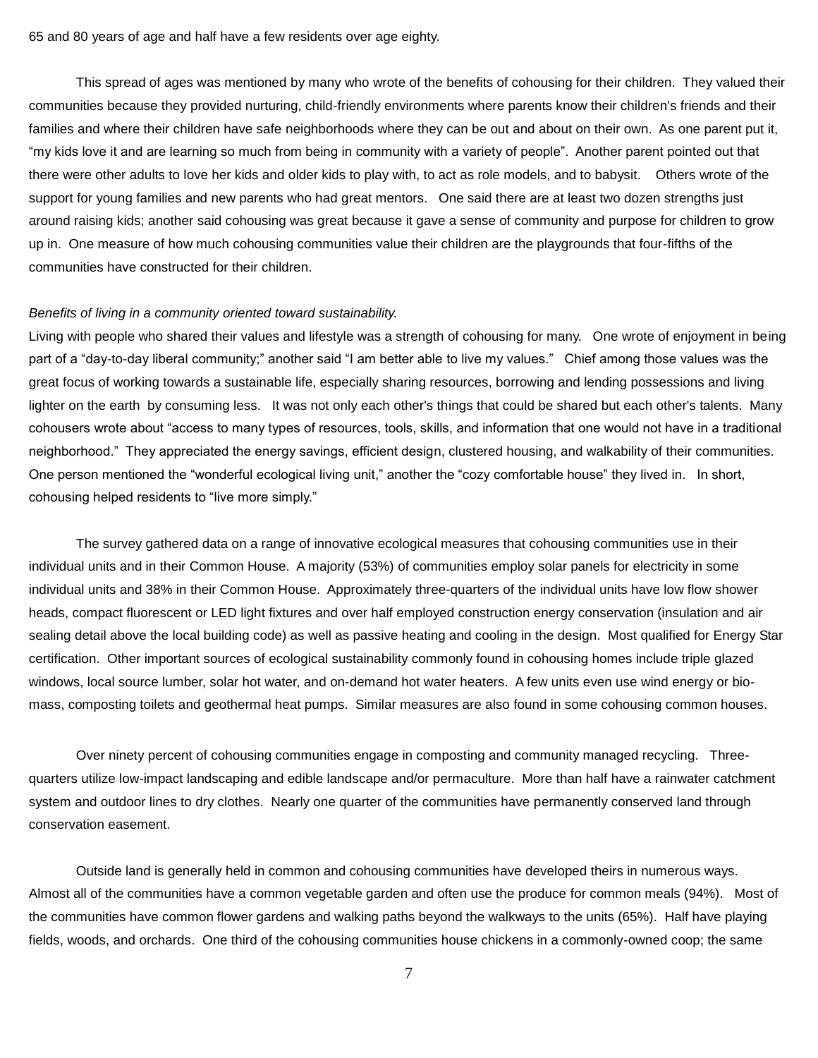65 and 80 years of age and half have a few residents over age eighty.

This spread of ages was mentioned by many who wrote of the benefits of cohousing for their children. They valued their communities because they provided nurturing, child-friendly environments where parents know their children's friends and their families and where their children have safe neighborhoods where they can be out and about on their own. As one parent put it, "my kids love it and are learning so much from being in community with a variety of people". Another parent pointed out that there were other adults to love her kids and older kids to play with, to act as role models, and to babysit. Others wrote of the support for young families and new parents who had great mentors. One said there are at least two dozen strengths just around raising kids; another said cohousing was great because it gave a sense of community and purpose for children to grow up in. One measure of how much cohousing communities value their children are the playgrounds that four-fifths of the communities have constructed for their children.

*Benefits of living in a community oriented toward sustainability.*

Living with people who shared their values and lifestyle was a strength of cohousing for many. One wrote of enjoyment in being part of a "day-to-day liberal community;" another said "I am better able to live my values." Chief among those values was the great focus of working towards a sustainable life, especially sharing resources, borrowing and lending possessions and living lighter on the earth by consuming less. It was not only each other's things that could be shared but each other's talents. Many cohousers wrote about "access to many types of resources, tools, skills, and information that one would not have in a traditional neighborhood." They appreciated the energy savings, efficient design, clustered housing, and walkability of their communities. One person mentioned the "wonderful ecological living unit," another the "cozy comfortable house" they lived in. In short, cohousing helped residents to "live more simply."

The survey gathered data on a range of innovative ecological measures that cohousing communities use in their individual units and in their Common House. A majority (53%) of communities employ solar panels for electricity in some individual units and 38% in their Common House. Approximately three-quarters of the individual units have low flow shower heads, compact fluorescent or LED light fixtures and over half employed construction energy conservation (insulation and air sealing detail above the local building code) as well as passive heating and cooling in the design. Most qualified for Energy Star certification. Other important sources of ecological sustainability commonly found in cohousing homes include triple glazed windows, local source lumber, solar hot water, and on-demand hot water heaters. A few units even use wind energy or bio-mass, composting toilets and geothermal heat pumps. Similar measures are also found in some cohousing common houses.

Over ninety percent of cohousing communities engage in composting and community managed recycling. Three-quarters utilize low-impact landscaping and edible landscape and/or permaculture. More than half have a rainwater catchment system and outdoor lines to dry clothes. Nearly one quarter of the communities have permanently conserved land through conservation easement.

Outside land is generally held in common and cohousing communities have developed theirs in numerous ways. Almost all of the communities have a common vegetable garden and often use the produce for common meals (94%). Most of the communities have common flower gardens and walking paths beyond the walkways to the units (65%). Half have playing fields, woods, and orchards. One third of the cohousing communities house chickens in a commonly-owned coop; the same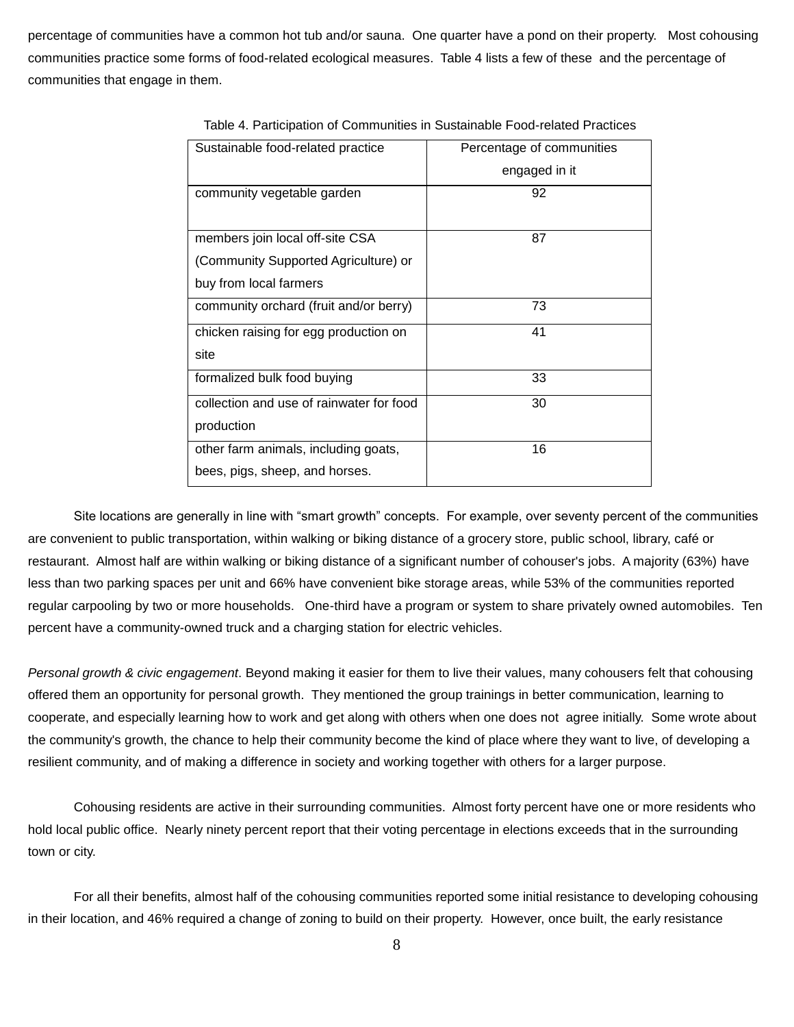percentage of communities have a common hot tub and/or sauna. One quarter have a pond on their property. Most cohousing communities practice some forms of food-related ecological measures. Table 4 lists a few of these and the percentage of communities that engage in them.

Table 4. Participation of Communities in Sustainable Food-related Practices

| Sustainable food-related practice | Percentage of communities engaged in it |
| --- | --- |
| community vegetable garden | 92 |
| members join local off-site CSA (Community Supported Agriculture) or buy from local farmers | 87 |
| community orchard (fruit and/or berry) | 73 |
| chicken raising for egg production on site | 41 |
| formalized bulk food buying | 33 |
| collection and use of rainwater for food production | 30 |
| other farm animals, including goats, bees, pigs, sheep, and horses. | 16 |

Site locations are generally in line with "smart growth" concepts. For example, over seventy percent of the communities are convenient to public transportation, within walking or biking distance of a grocery store, public school, library, café or restaurant. Almost half are within walking or biking distance of a significant number of cohouser's jobs. A majority (63%) have less than two parking spaces per unit and 66% have convenient bike storage areas, while 53% of the communities reported regular carpooling by two or more households. One-third have a program or system to share privately owned automobiles. Ten percent have a community-owned truck and a charging station for electric vehicles.

*Personal growth & civic engagement*. Beyond making it easier for them to live their values, many cohousers felt that cohousing offered them an opportunity for personal growth. They mentioned the group trainings in better communication, learning to cooperate, and especially learning how to work and get along with others when one does not agree initially. Some wrote about the community's growth, the chance to help their community become the kind of place where they want to live, of developing a resilient community, and of making a difference in society and working together with others for a larger purpose.

Cohousing residents are active in their surrounding communities. Almost forty percent have one or more residents who hold local public office. Nearly ninety percent report that their voting percentage in elections exceeds that in the surrounding town or city.

For all their benefits, almost half of the cohousing communities reported some initial resistance to developing cohousing in their location, and 46% required a change of zoning to build on their property. However, once built, the early resistance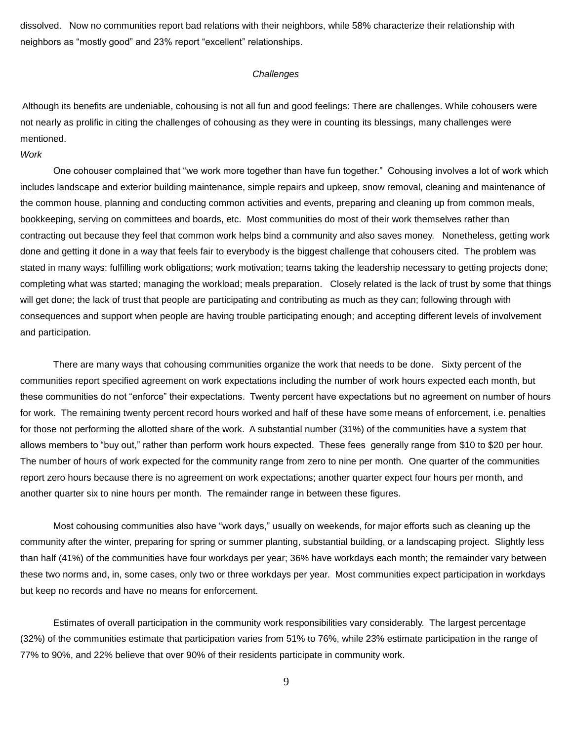dissolved. Now no communities report bad relations with their neighbors, while 58% characterize their relationship with neighbors as "mostly good" and 23% report "excellent" relationships.

*Challenges*

Although its benefits are undeniable, cohousing is not all fun and good feelings: There are challenges. While cohousers were not nearly as prolific in citing the challenges of cohousing as they were in counting its blessings, many challenges were mentioned.

*Work*

One cohouser complained that "we work more together than have fun together." Cohousing involves a lot of work which includes landscape and exterior building maintenance, simple repairs and upkeep, snow removal, cleaning and maintenance of the common house, planning and conducting common activities and events, preparing and cleaning up from common meals, bookkeeping, serving on committees and boards, etc. Most communities do most of their work themselves rather than contracting out because they feel that common work helps bind a community and also saves money. Nonetheless, getting work done and getting it done in a way that feels fair to everybody is the biggest challenge that cohousers cited. The problem was stated in many ways: fulfilling work obligations; work motivation; teams taking the leadership necessary to getting projects done; completing what was started; managing the workload; meals preparation. Closely related is the lack of trust by some that things will get done; the lack of trust that people are participating and contributing as much as they can; following through with consequences and support when people are having trouble participating enough; and accepting different levels of involvement and participation.

There are many ways that cohousing communities organize the work that needs to be done. Sixty percent of the communities report specified agreement on work expectations including the number of work hours expected each month, but these communities do not "enforce" their expectations. Twenty percent have expectations but no agreement on number of hours for work. The remaining twenty percent record hours worked and half of these have some means of enforcement, i.e. penalties for those not performing the allotted share of the work. A substantial number (31%) of the communities have a system that allows members to "buy out," rather than perform work hours expected. These fees generally range from $10 to $20 per hour. The number of hours of work expected for the community range from zero to nine per month. One quarter of the communities report zero hours because there is no agreement on work expectations; another quarter expect four hours per month, and another quarter six to nine hours per month. The remainder range in between these figures.

Most cohousing communities also have "work days," usually on weekends, for major efforts such as cleaning up the community after the winter, preparing for spring or summer planting, substantial building, or a landscaping project. Slightly less than half (41%) of the communities have four workdays per year; 36% have workdays each month; the remainder vary between these two norms and, in, some cases, only two or three workdays per year. Most communities expect participation in workdays but keep no records and have no means for enforcement.

Estimates of overall participation in the community work responsibilities vary considerably. The largest percentage (32%) of the communities estimate that participation varies from 51% to 76%, while 23% estimate participation in the range of 77% to 90%, and 22% believe that over 90% of their residents participate in community work.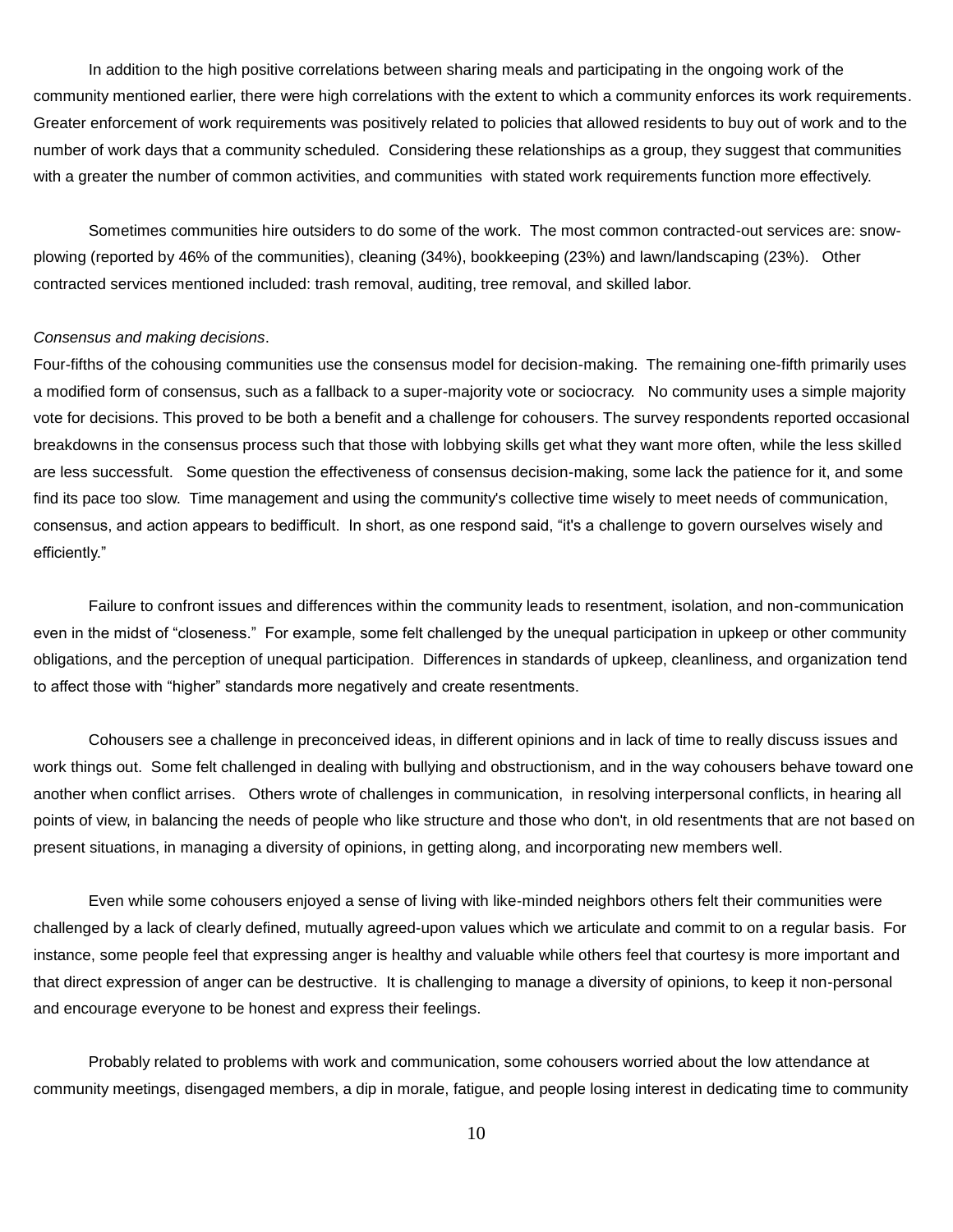In addition to the high positive correlations between sharing meals and participating in the ongoing work of the community mentioned earlier, there were high correlations with the extent to which a community enforces its work requirements. Greater enforcement of work requirements was positively related to policies that allowed residents to buy out of work and to the number of work days that a community scheduled. Considering these relationships as a group, they suggest that communities with a greater the number of common activities, and communities with stated work requirements function more effectively.

Sometimes communities hire outsiders to do some of the work. The most common contracted-out services are: snow-plowing (reported by 46% of the communities), cleaning (34%), bookkeeping (23%) and lawn/landscaping (23%). Other contracted services mentioned included: trash removal, auditing, tree removal, and skilled labor.

*Consensus and making decisions*.

Four-fifths of the cohousing communities use the consensus model for decision-making. The remaining one-fifth primarily uses a modified form of consensus, such as a fallback to a super-majority vote or sociocracy. No community uses a simple majority vote for decisions. This proved to be both a benefit and a challenge for cohousers. The survey respondents reported occasional breakdowns in the consensus process such that those with lobbying skills get what they want more often, while the less skilled are less successfult. Some question the effectiveness of consensus decision-making, some lack the patience for it, and some find its pace too slow. Time management and using the community's collective time wisely to meet needs of communication, consensus, and action appears to bedifficult. In short, as one respond said, "it's a challenge to govern ourselves wisely and efficiently."

Failure to confront issues and differences within the community leads to resentment, isolation, and non-communication even in the midst of "closeness." For example, some felt challenged by the unequal participation in upkeep or other community obligations, and the perception of unequal participation. Differences in standards of upkeep, cleanliness, and organization tend to affect those with "higher" standards more negatively and create resentments.

Cohousers see a challenge in preconceived ideas, in different opinions and in lack of time to really discuss issues and work things out. Some felt challenged in dealing with bullying and obstructionism, and in the way cohousers behave toward one another when conflict arrises. Others wrote of challenges in communication, in resolving interpersonal conflicts, in hearing all points of view, in balancing the needs of people who like structure and those who don't, in old resentments that are not based on present situations, in managing a diversity of opinions, in getting along, and incorporating new members well.

Even while some cohousers enjoyed a sense of living with like-minded neighbors others felt their communities were challenged by a lack of clearly defined, mutually agreed-upon values which we articulate and commit to on a regular basis. For instance, some people feel that expressing anger is healthy and valuable while others feel that courtesy is more important and that direct expression of anger can be destructive. It is challenging to manage a diversity of opinions, to keep it non-personal and encourage everyone to be honest and express their feelings.

Probably related to problems with work and communication, some cohousers worried about the low attendance at community meetings, disengaged members, a dip in morale, fatigue, and people losing interest in dedicating time to community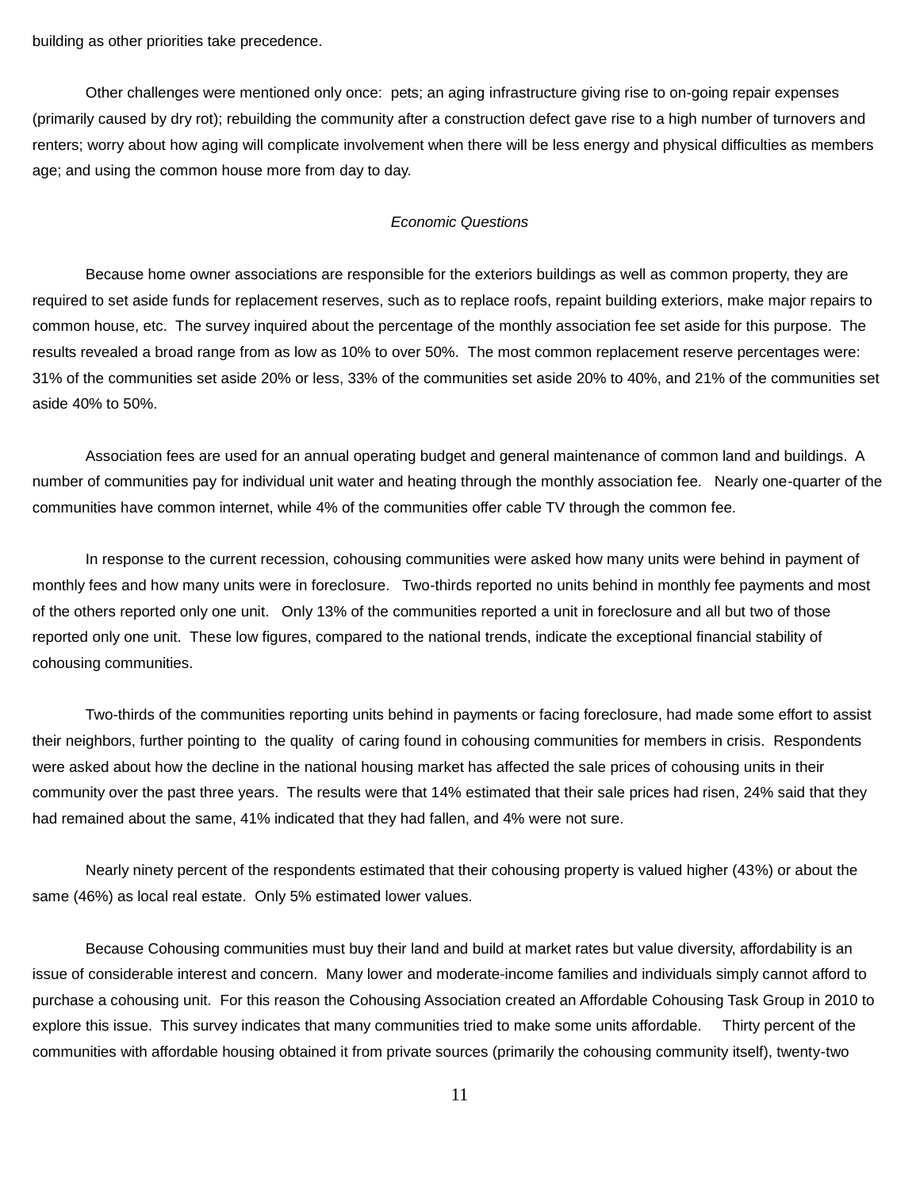building as other priorities take precedence.

Other challenges were mentioned only once: pets; an aging infrastructure giving rise to on-going repair expenses (primarily caused by dry rot); rebuilding the community after a construction defect gave rise to a high number of turnovers and renters; worry about how aging will complicate involvement when there will be less energy and physical difficulties as members age; and using the common house more from day to day.

*Economic Questions*

Because home owner associations are responsible for the exteriors buildings as well as common property, they are required to set aside funds for replacement reserves, such as to replace roofs, repaint building exteriors, make major repairs to common house, etc. The survey inquired about the percentage of the monthly association fee set aside for this purpose. The results revealed a broad range from as low as 10% to over 50%. The most common replacement reserve percentages were: 31% of the communities set aside 20% or less, 33% of the communities set aside 20% to 40%, and 21% of the communities set aside 40% to 50%.

Association fees are used for an annual operating budget and general maintenance of common land and buildings. A number of communities pay for individual unit water and heating through the monthly association fee. Nearly one-quarter of the communities have common internet, while 4% of the communities offer cable TV through the common fee.

In response to the current recession, cohousing communities were asked how many units were behind in payment of monthly fees and how many units were in foreclosure. Two-thirds reported no units behind in monthly fee payments and most of the others reported only one unit. Only 13% of the communities reported a unit in foreclosure and all but two of those reported only one unit. These low figures, compared to the national trends, indicate the exceptional financial stability of cohousing communities.

Two-thirds of the communities reporting units behind in payments or facing foreclosure, had made some effort to assist their neighbors, further pointing to the quality of caring found in cohousing communities for members in crisis. Respondents were asked about how the decline in the national housing market has affected the sale prices of cohousing units in their community over the past three years. The results were that 14% estimated that their sale prices had risen, 24% said that they had remained about the same, 41% indicated that they had fallen, and 4% were not sure.

Nearly ninety percent of the respondents estimated that their cohousing property is valued higher (43%) or about the same (46%) as local real estate. Only 5% estimated lower values.

Because Cohousing communities must buy their land and build at market rates but value diversity, affordability is an issue of considerable interest and concern. Many lower and moderate-income families and individuals simply cannot afford to purchase a cohousing unit. For this reason the Cohousing Association created an Affordable Cohousing Task Group in 2010 to explore this issue. This survey indicates that many communities tried to make some units affordable. Thirty percent of the communities with affordable housing obtained it from private sources (primarily the cohousing community itself), twenty-two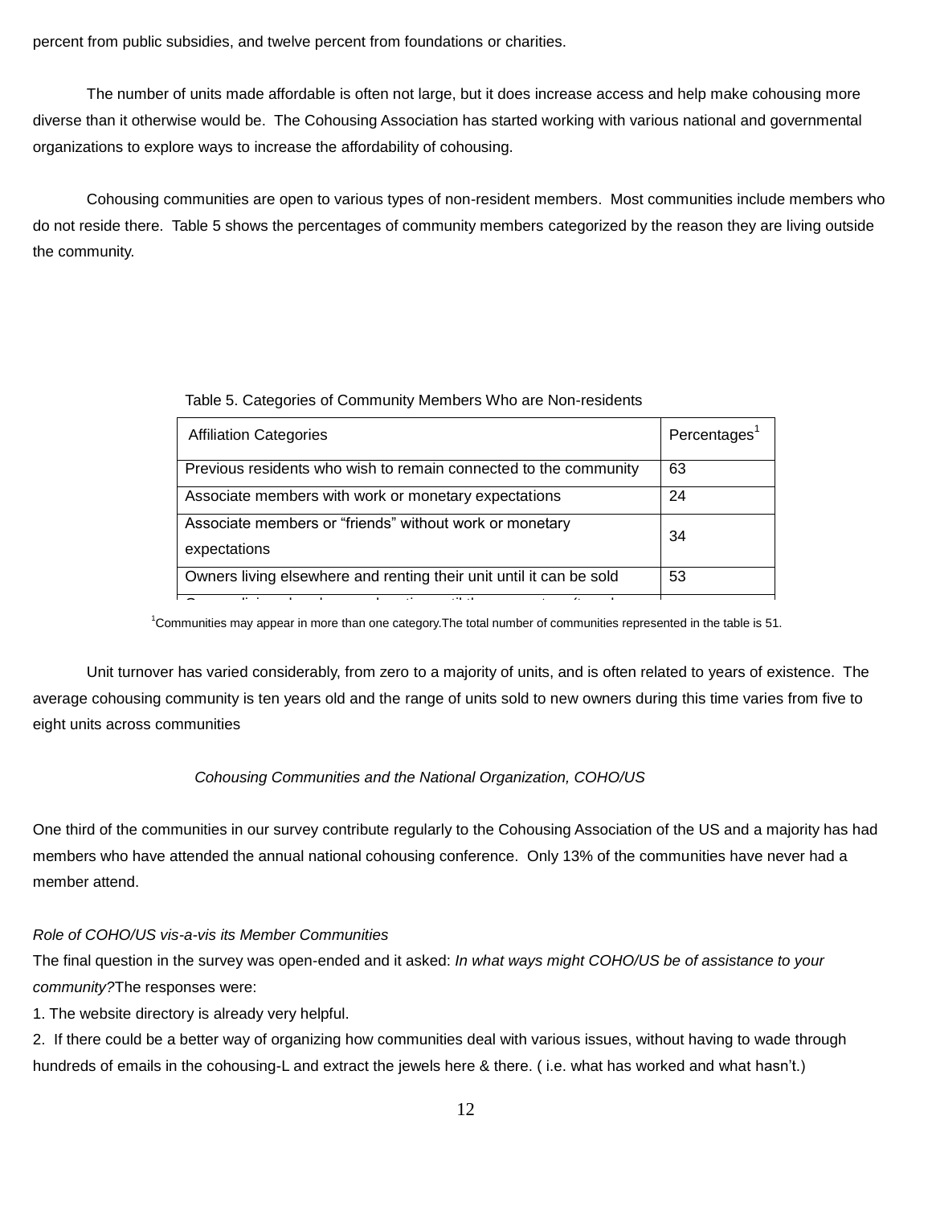percent from public subsidies, and twelve percent from foundations or charities.

The number of units made affordable is often not large, but it does increase access and help make cohousing more diverse than it otherwise would be. The Cohousing Association has started working with various national and governmental organizations to explore ways to increase the affordability of cohousing.

Cohousing communities are open to various types of non-resident members. Most communities include members who do not reside there. Table 5 shows the percentages of community members categorized by the reason they are living outside the community.

Table 5. Categories of Community Members Who are Non-residents

| Affiliation Categories | Percentages[1] |
|---|---|
| Previous residents who wish to remain connected to the community | 63 |
| Associate members with work or monetary expectations | 24 |
| Associate members or "friends" without work or monetary expectations | 34 |
| Owners living elsewhere and renting their unit until it can be sold | 53 |

[1]Communities may appear in more than one category.The total number of communities represented in the table is 51.

Unit turnover has varied considerably, from zero to a majority of units, and is often related to years of existence. The average cohousing community is ten years old and the range of units sold to new owners during this time varies from five to eight units across communities

*Cohousing Communities and the National Organization, COHO/US*

One third of the communities in our survey contribute regularly to the Cohousing Association of the US and a majority has had members who have attended the annual national cohousing conference. Only 13% of the communities have never had a member attend.

*Role of COHO/US vis-a-vis its Member Communities*

The final question in the survey was open-ended and it asked: *In what ways might COHO/US be of assistance to your community?*The responses were:

1. The website directory is already very helpful.
2. If there could be a better way of organizing how communities deal with various issues, without having to wade through hundreds of emails in the cohousing-L and extract the jewels here & there. ( i.e. what has worked and what hasn't.)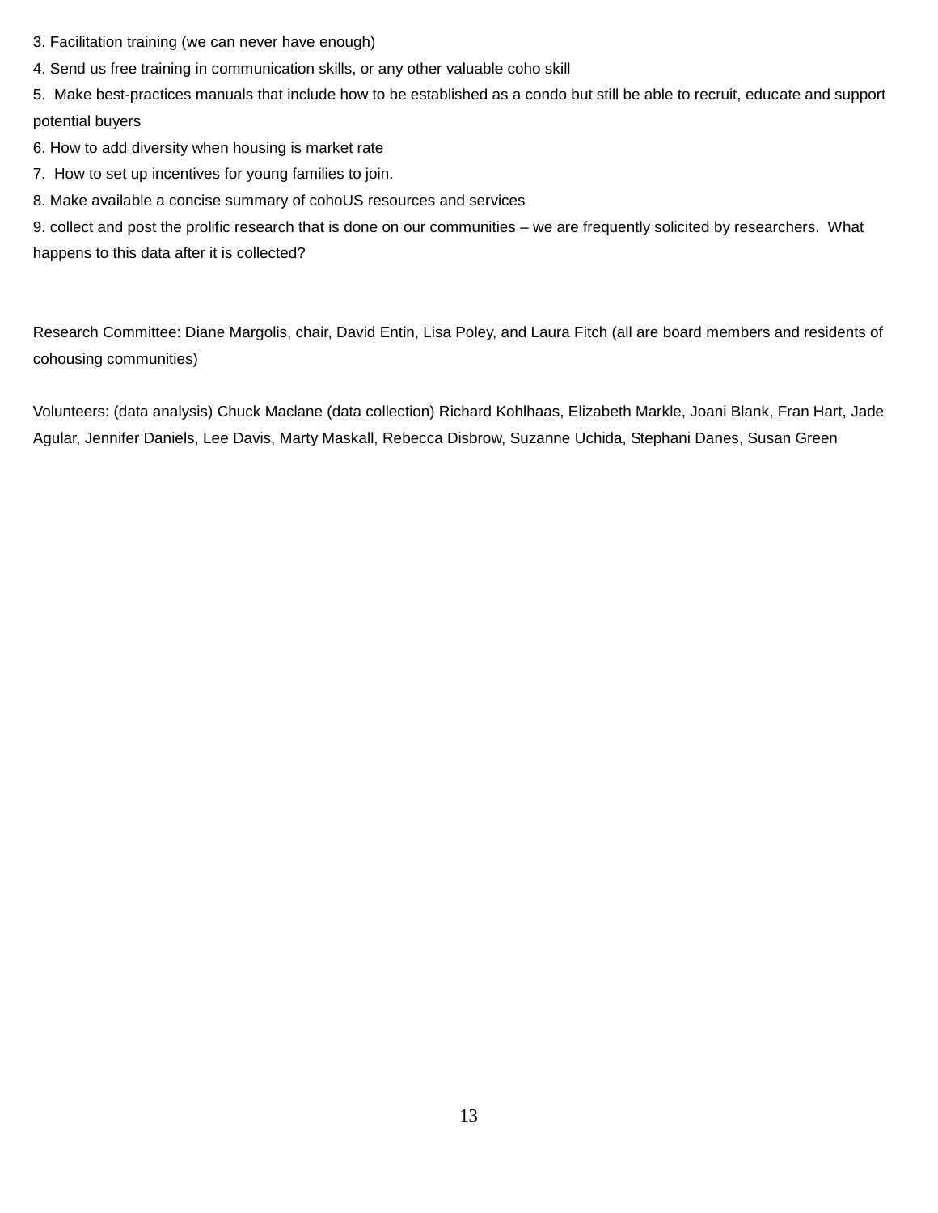3. Facilitation training (we can never have enough)
4. Send us free training in communication skills, or any other valuable coho skill
5. Make best-practices manuals that include how to be established as a condo but still be able to recruit, educate and support potential buyers
6. How to add diversity when housing is market rate
7. How to set up incentives for young families to join.
8. Make available a concise summary of cohoUS resources and services
9. collect and post the prolific research that is done on our communities – we are frequently solicited by researchers. What happens to this data after it is collected?

Research Committee: Diane Margolis, chair, David Entin, Lisa Poley, and Laura Fitch (all are board members and residents of cohousing communities)

Volunteers: (data analysis) Chuck Maclane (data collection) Richard Kohlhaas, Elizabeth Markle, Joani Blank, Fran Hart, Jade Agular, Jennifer Daniels, Lee Davis, Marty Maskall, Rebecca Disbrow, Suzanne Uchida, Stephani Danes, Susan Green